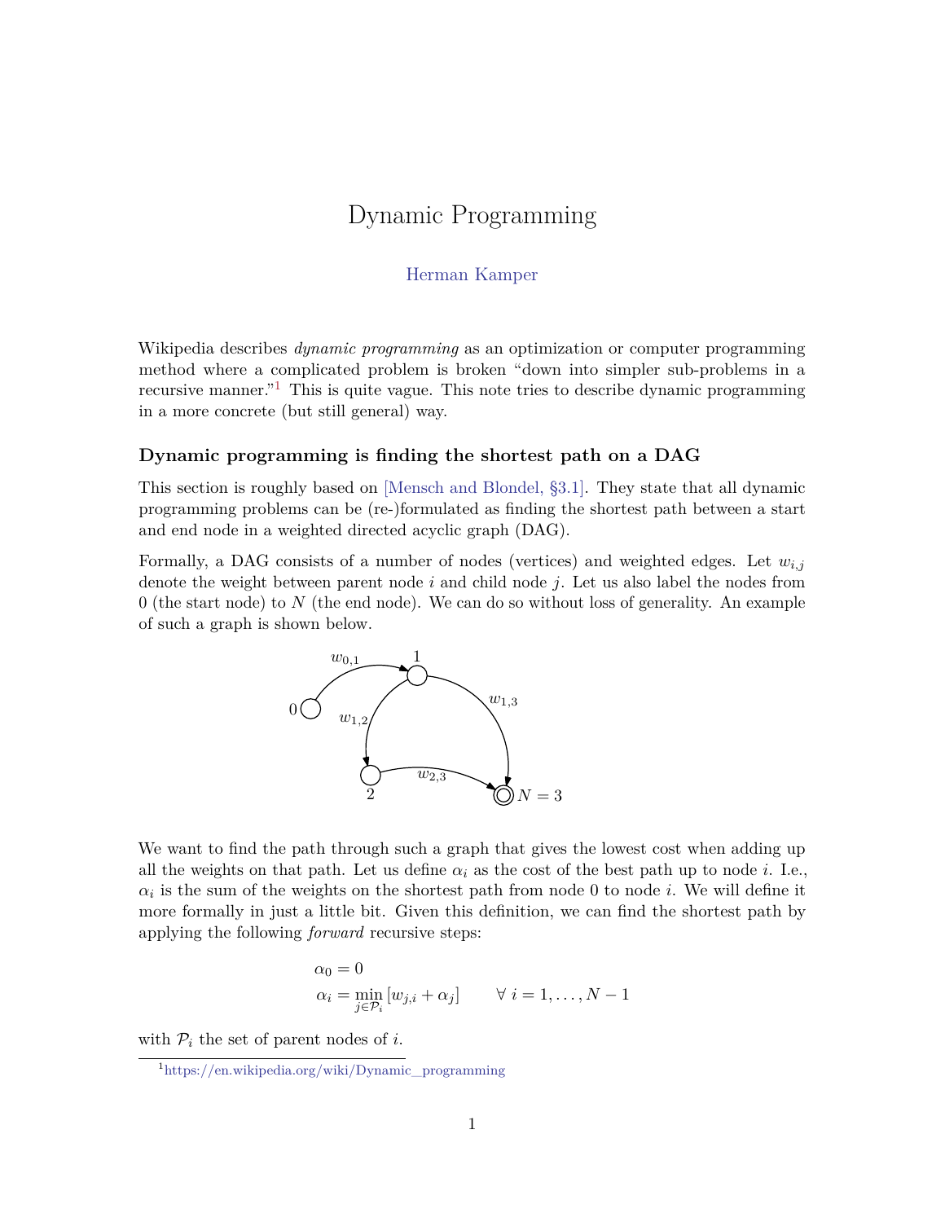# Dynamic Programming

Herman Kamper

Wikipedia describes *dynamic programming* as an optimization or computer programming method where a complicated problem is broken "down into simpler sub-problems in a recursive manner."[1] This is quite vague. This note tries to describe dynamic programming in a more concrete (but still general) way.

### Dynamic programming is finding the shortest path on a DAG

This section is roughly based on [Mensch and Blondel, §3.1]. They state that all dynamic programming problems can be (re-)formulated as finding the shortest path between a start and end node in a weighted directed acyclic graph (DAG).

Formally, a DAG consists of a number of nodes (vertices) and weighted edges. Let $w_{i,j}$ denote the weight between parent node $i$ and child node $j$. Let us also label the nodes from 0 (the start node) to $N$ (the end node). We can do so without loss of generality. An example of such a graph is shown below.

We want to find the path through such a graph that gives the lowest cost when adding up all the weights on that path. Let us define $\alpha_i$ as the cost of the best path up to node $i$. I.e., $\alpha_i$ is the sum of the weights on the shortest path from node 0 to node $i$. We will define it more formally in just a little bit. Given this definition, we can find the shortest path by applying the following *forward* recursive steps:

$$
\begin{aligned}
&\alpha_0 = 0 \\
&\alpha_i = \min_{j \in \mathcal{P}_i} \left[ w_{j,i} + \alpha_j \right] \qquad \forall \; i = 1, \ldots, N-1
\end{aligned}
$$

with $\mathcal{P}_i$ the set of parent nodes of $i$.

[1] https://en.wikipedia.org/wiki/Dynamic_programming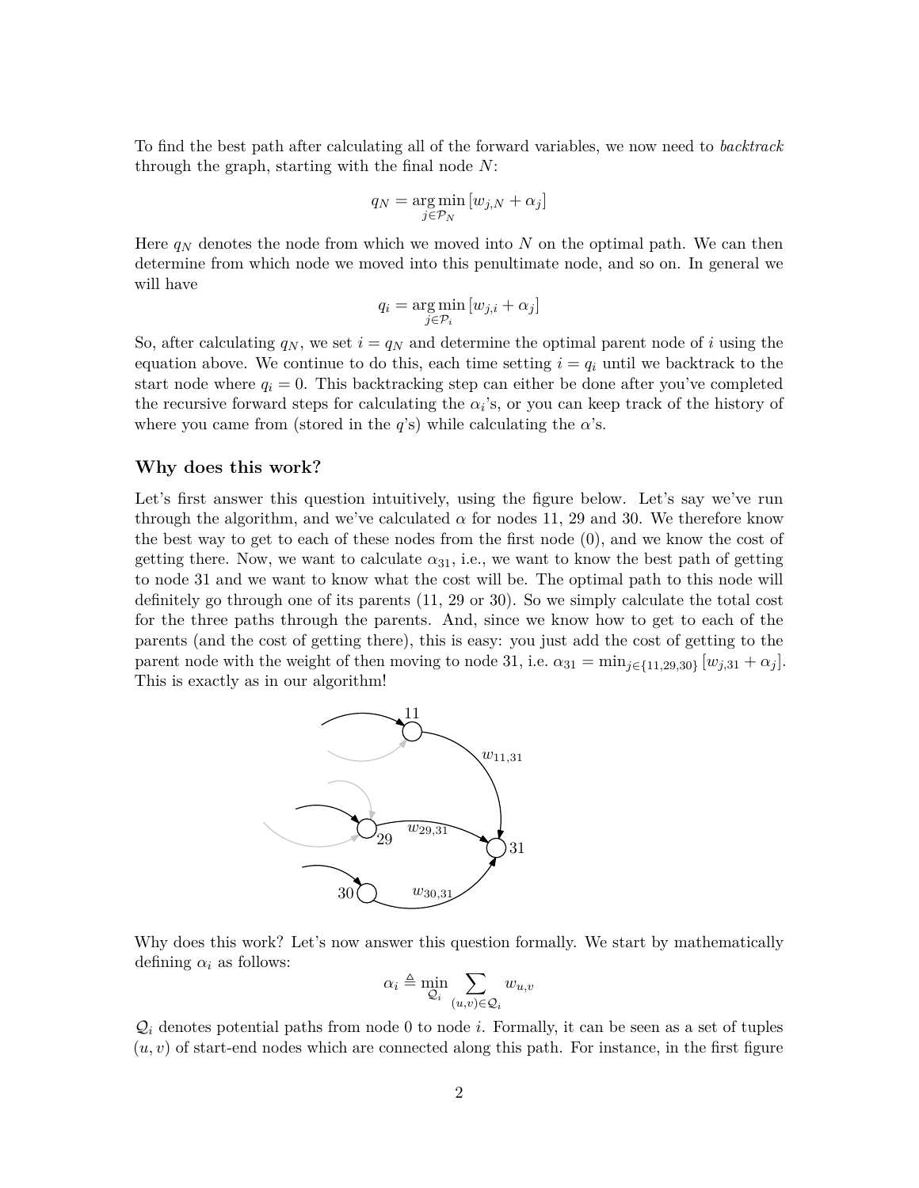To find the best path after calculating all of the forward variables, we now need to *backtrack* through the graph, starting with the final node $N$:

$$q_N = \underset{j \in \mathcal{P}_N}{\arg\min} \left[ w_{j,N} + \alpha_j \right]$$

Here $q_N$ denotes the node from which we moved into $N$ on the optimal path. We can then determine from which node we moved into this penultimate node, and so on. In general we will have

$$q_i = \underset{j \in \mathcal{P}_i}{\arg\min} \left[ w_{j,i} + \alpha_j \right]$$

So, after calculating $q_N$, we set $i = q_N$ and determine the optimal parent node of $i$ using the equation above. We continue to do this, each time setting $i = q_i$ until we backtrack to the start node where $q_i = 0$. This backtracking step can either be done after you've completed the recursive forward steps for calculating the $\alpha_i$'s, or you can keep track of the history of where you came from (stored in the $q$'s) while calculating the $\alpha$'s.

### Why does this work?

Let's first answer this question intuitively, using the figure below. Let's say we've run through the algorithm, and we've calculated $\alpha$ for nodes 11, 29 and 30. We therefore know the best way to get to each of these nodes from the first node (0), and we know the cost of getting there. Now, we want to calculate $\alpha_{31}$, i.e., we want to know the best path of getting to node 31 and we want to know what the cost will be. The optimal path to this node will definitely go through one of its parents (11, 29 or 30). So we simply calculate the total cost for the three paths through the parents. And, since we know how to get to each of the parents (and the cost of getting there), this is easy: you just add the cost of getting to the parent node with the weight of then moving to node 31, i.e. $\alpha_{31} = \min_{j \in \{11,29,30\}} \left[ w_{j,31} + \alpha_j \right]$. This is exactly as in our algorithm!

Why does this work? Let's now answer this question formally. We start by mathematically defining $\alpha_i$ as follows:

$$\alpha_i \triangleq \min_{\mathcal{Q}_i} \sum_{(u,v) \in \mathcal{Q}_i} w_{u,v}$$

$\mathcal{Q}_i$ denotes potential paths from node 0 to node $i$. Formally, it can be seen as a set of tuples $(u, v)$ of start-end nodes which are connected along this path. For instance, in the first figure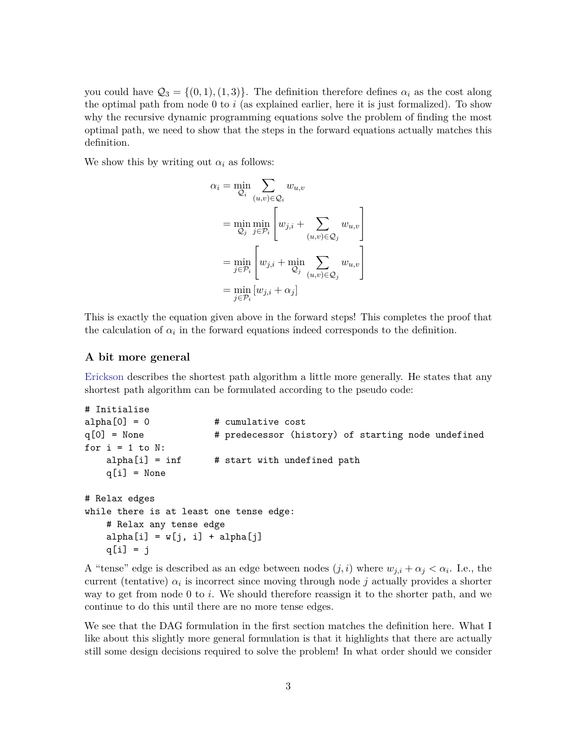you could have $\mathcal{Q}_3 = \{(0,1),(1,3)\}$. The definition therefore defines $\alpha_i$ as the cost along the optimal path from node 0 to $i$ (as explained earlier, here it is just formalized). To show why the recursive dynamic programming equations solve the problem of finding the most optimal path, we need to show that the steps in the forward equations actually matches this definition.

We show this by writing out $\alpha_i$ as follows:

$$
\begin{aligned}
\alpha_i &= \min_{\mathcal{Q}_i} \sum_{(u,v)\in\mathcal{Q}_i} w_{u,v} \\
&= \min_{\mathcal{Q}_j} \min_{j\in\mathcal{P}_i} \left[ w_{j,i} + \sum_{(u,v)\in\mathcal{Q}_j} w_{u,v} \right] \\
&= \min_{j\in\mathcal{P}_i} \left[ w_{j,i} + \min_{\mathcal{Q}_j} \sum_{(u,v)\in\mathcal{Q}_j} w_{u,v} \right] \\
&= \min_{j\in\mathcal{P}_i} \left[ w_{j,i} + \alpha_j \right]
\end{aligned}
$$

This is exactly the equation given above in the forward steps! This completes the proof that the calculation of $\alpha_i$ in the forward equations indeed corresponds to the definition.

### A bit more general

Erickson describes the shortest path algorithm a little more generally. He states that any shortest path algorithm can be formulated according to the pseudo code:

```
# Initialise
alpha[0] = 0            # cumulative cost
q[0] = None             # predecessor (history) of starting node undefined
for i = 1 to N:
    alpha[i] = inf      # start with undefined path
    q[i] = None

# Relax edges
while there is at least one tense edge:
    # Relax any tense edge
    alpha[i] = w[j, i] + alpha[j]
    q[i] = j
```

A "tense" edge is described as an edge between nodes $(j,i)$ where $w_{j,i} + \alpha_j < \alpha_i$. I.e., the current (tentative) $\alpha_i$ is incorrect since moving through node $j$ actually provides a shorter way to get from node 0 to $i$. We should therefore reassign it to the shorter path, and we continue to do this until there are no more tense edges.

We see that the DAG formulation in the first section matches the definition here. What I like about this slightly more general formulation is that it highlights that there are actually still some design decisions required to solve the problem! In what order should we consider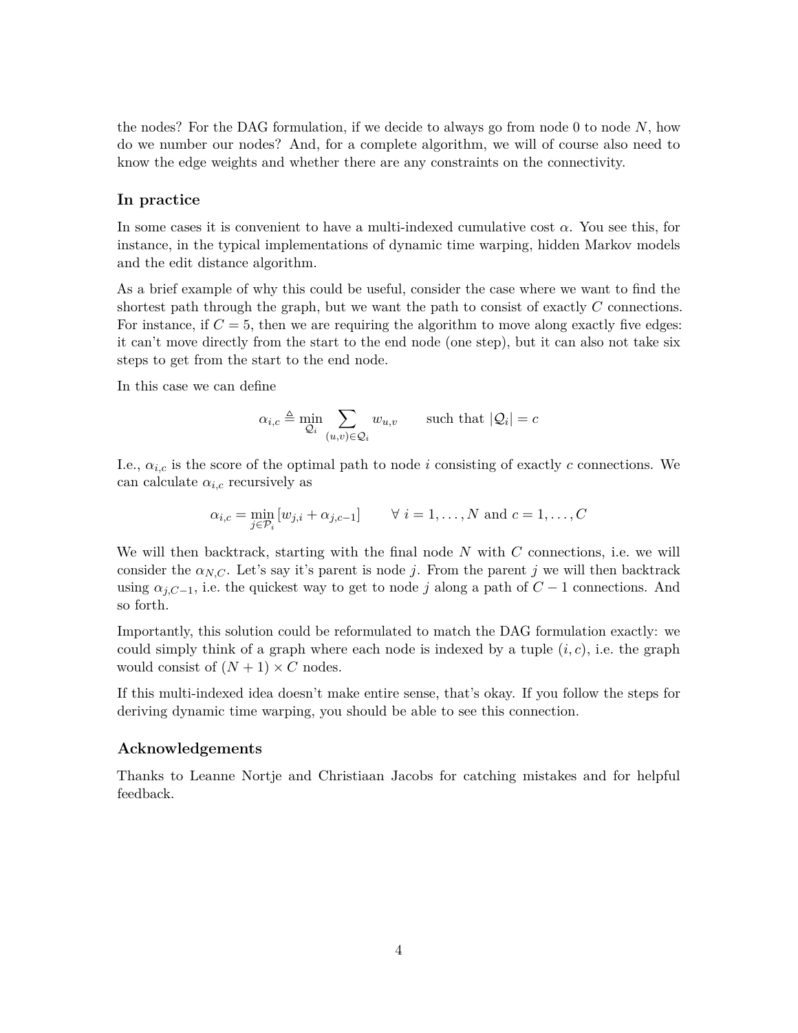the nodes? For the DAG formulation, if we decide to always go from node 0 to node $N$, how do we number our nodes? And, for a complete algorithm, we will of course also need to know the edge weights and whether there are any constraints on the connectivity.

### In practice

In some cases it is convenient to have a multi-indexed cumulative cost $\alpha$. You see this, for instance, in the typical implementations of dynamic time warping, hidden Markov models and the edit distance algorithm.

As a brief example of why this could be useful, consider the case where we want to find the shortest path through the graph, but we want the path to consist of exactly $C$ connections. For instance, if $C = 5$, then we are requiring the algorithm to move along exactly five edges: it can't move directly from the start to the end node (one step), but it can also not take six steps to get from the start to the end node.

In this case we can define

$$\alpha_{i,c} \triangleq \min_{\mathcal{Q}_i} \sum_{(u,v)\in\mathcal{Q}_i} w_{u,v} \qquad \text{such that } |\mathcal{Q}_i| = c$$

I.e., $\alpha_{i,c}$ is the score of the optimal path to node $i$ consisting of exactly $c$ connections. We can calculate $\alpha_{i,c}$ recursively as

$$\alpha_{i,c} = \min_{j\in\mathcal{P}_i} [w_{j,i} + \alpha_{j,c-1}] \qquad \forall\ i = 1,\ldots,N \text{ and } c = 1,\ldots,C$$

We will then backtrack, starting with the final node $N$ with $C$ connections, i.e. we will consider the $\alpha_{N,C}$. Let's say it's parent is node $j$. From the parent $j$ we will then backtrack using $\alpha_{j,C-1}$, i.e. the quickest way to get to node $j$ along a path of $C-1$ connections. And so forth.

Importantly, this solution could be reformulated to match the DAG formulation exactly: we could simply think of a graph where each node is indexed by a tuple $(i, c)$, i.e. the graph would consist of $(N + 1) \times C$ nodes.

If this multi-indexed idea doesn't make entire sense, that's okay. If you follow the steps for deriving dynamic time warping, you should be able to see this connection.

### Acknowledgements

Thanks to Leanne Nortje and Christiaan Jacobs for catching mistakes and for helpful feedback.